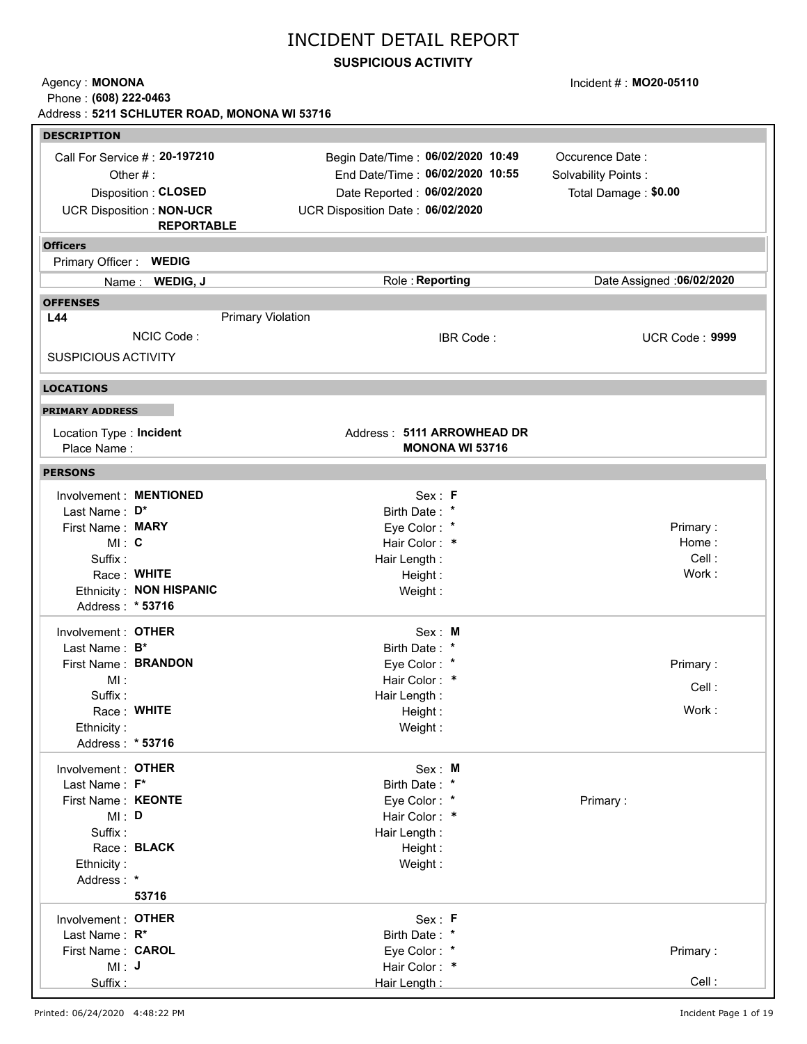# INCIDENT DETAIL REPORT

## SUSPICIOUS ACTIVITY

Agency : **MONONA**
Phone : **(608) 222-0463**
Address : **5211 SCHLUTER ROAD, MONONA WI 53716**

Incident # : **MO20-05110**

### DESCRIPTION

| | | |
|---|---|---|
| Call For Service # : **20-197210** | Begin Date/Time : **06/02/2020 10:49** | Occurence Date : |
| Other # : | End Date/Time : **06/02/2020 10:55** | Solvability Points : |
| Disposition : **CLOSED** | Date Reported : **06/02/2020** | Total Damage : **$0.00** |
| UCR Disposition : **NON-UCR REPORTABLE** | UCR Disposition Date : **06/02/2020** | |

### Officers

Primary Officer : **WEDIG**

| Name | Role | Date Assigned |
|---|---|---|
| **WEDIG, J** | **Reporting** | **06/02/2020** |

### OFFENSES

**L44** Primary Violation

| NCIC Code : | IBR Code : | UCR Code : **9999** |
|---|---|---|

SUSPICIOUS ACTIVITY

### LOCATIONS

#### PRIMARY ADDRESS

Location Type : **Incident**
Place Name :
Address : **5111 ARROWHEAD DR MONONA WI 53716**

### PERSONS

Involvement : **MENTIONED**
Last Name : **D***
First Name : **MARY**
MI : **C**
Suffix :
Race : **WHITE**
Ethnicity : **NON HISPANIC**
Address : *** 53716**
Sex : **F**
Birth Date : *****
Eye Color : *****
Hair Color : *****
Hair Length :
Height :
Weight :
Primary :
Home :
Cell :
Work :

---

Involvement : **OTHER**
Last Name : **B***
First Name : **BRANDON**
MI :
Suffix :
Race : **WHITE**
Ethnicity :
Address : *** 53716**
Sex : **M**
Birth Date : *****
Eye Color : *****
Hair Color : *****
Hair Length :
Height :
Weight :
Primary :
Cell :
Work :

---

Involvement : **OTHER**
Last Name : **F***
First Name : **KEONTE**
MI : **D**
Suffix :
Race : **BLACK**
Ethnicity :
Address : *** 53716**
Sex : **M**
Birth Date : *****
Eye Color : *****
Hair Color : *****
Hair Length :
Height :
Weight :
Primary :

---

Involvement : **OTHER**
Last Name : **R***
First Name : **CAROL**
MI : **J**
Suffix :
Sex : **F**
Birth Date : *****
Eye Color : *****
Hair Color : *****
Hair Length :
Primary :
Cell :

Printed: 06/24/2020 4:48:22 PM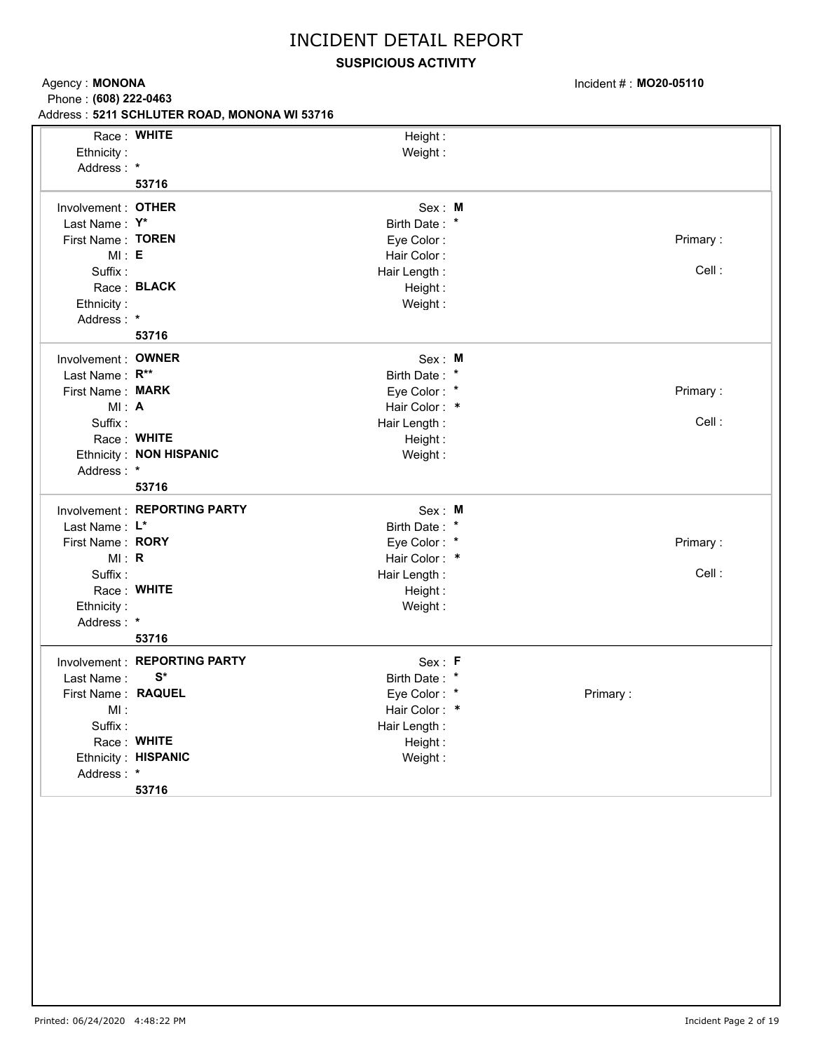# INCIDENT DETAIL REPORT

**SUSPICIOUS ACTIVITY**

Agency : **MONONA**
Phone : **(608) 222-0463**
Address : **5211 SCHLUTER ROAD, MONONA WI 53716**

Incident # : **MO20-05110**

| | | | | | |
|---|---|---|---|---|---|
| Race : | **WHITE** | Height : | | | |
| Ethnicity : | | Weight : | | | |
| Address : | ***** <br> **53716** | | | | |

| | | | | | |
|---|---|---|---|---|---|
| Involvement : | **OTHER** | Sex : | **M** | | |
| Last Name : | **Y*** | Birth Date : | ***** | | |
| First Name : | **TOREN** | Eye Color : | | Primary : | |
| MI : | **E** | Hair Color : | | | |
| Suffix : | | Hair Length : | | Cell : | |
| Race : | **BLACK** | Height : | | | |
| Ethnicity : | | Weight : | | | |
| Address : | ***** <br> **53716** | | | | |

| | | | | | |
|---|---|---|---|---|---|
| Involvement : | **OWNER** | Sex : | **M** | | |
| Last Name : | **R**** | Birth Date : | ***** | | |
| First Name : | **MARK** | Eye Color : | ***** | Primary : | |
| MI : | **A** | Hair Color : | ***** | | |
| Suffix : | | Hair Length : | | Cell : | |
| Race : | **WHITE** | Height : | | | |
| Ethnicity : | **NON HISPANIC** | Weight : | | | |
| Address : | ***** <br> **53716** | | | | |

| | | | | | |
|---|---|---|---|---|---|
| Involvement : | **REPORTING PARTY** | Sex : | **M** | | |
| Last Name : | **L*** | Birth Date : | ***** | | |
| First Name : | **RORY** | Eye Color : | ***** | Primary : | |
| MI : | **R** | Hair Color : | ***** | | |
| Suffix : | | Hair Length : | | Cell : | |
| Race : | **WHITE** | Height : | | | |
| Ethnicity : | | Weight : | | | |
| Address : | ***** <br> **53716** | | | | |

| | | | | | |
|---|---|---|---|---|---|
| Involvement : | **REPORTING PARTY** | Sex : | **F** | | |
| Last Name : | **S*** | Birth Date : | ***** | | |
| First Name : | **RAQUEL** | Eye Color : | ***** | Primary : | |
| MI : | | Hair Color : | ***** | | |
| Suffix : | | Hair Length : | | | |
| Race : | **WHITE** | Height : | | | |
| Ethnicity : | **HISPANIC** | Weight : | | | |
| Address : | ***** <br> **53716** | | | | |

Printed: 06/24/2020 4:48:22 PM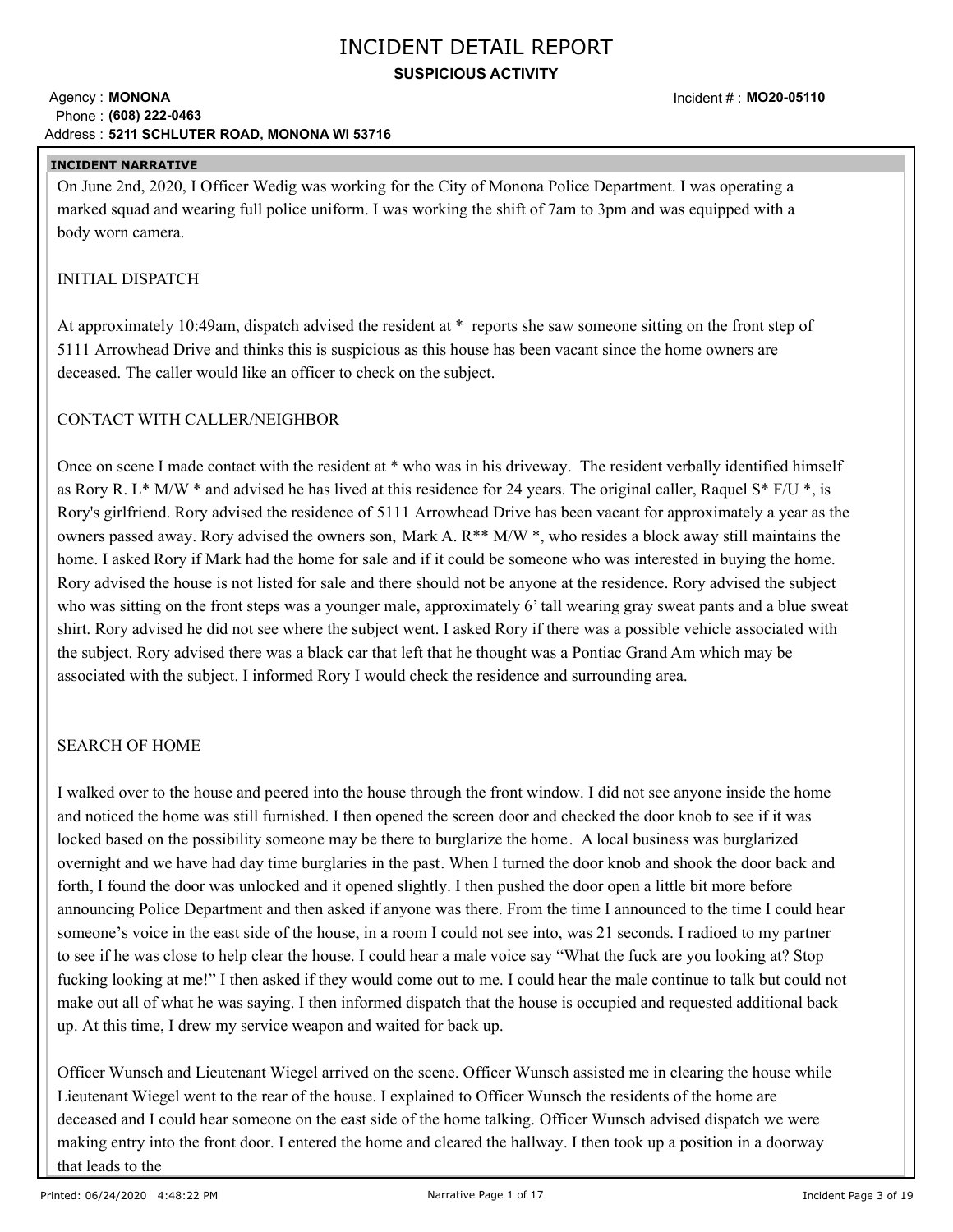# INCIDENT DETAIL REPORT

**SUSPICIOUS ACTIVITY**

Agency : **MONONA**
Phone : **(608) 222-0463**
Address : **5211 SCHLUTER ROAD, MONONA WI 53716**

Incident # : **MO20-05110**

**INCIDENT NARRATIVE**

On June 2nd, 2020, I Officer Wedig was working for the City of Monona Police Department. I was operating a marked squad and wearing full police uniform. I was working the shift of 7am to 3pm and was equipped with a body worn camera.

INITIAL DISPATCH

At approximately 10:49am, dispatch advised the resident at * reports she saw someone sitting on the front step of 5111 Arrowhead Drive and thinks this is suspicious as this house has been vacant since the home owners are deceased. The caller would like an officer to check on the subject.

CONTACT WITH CALLER/NEIGHBOR

Once on scene I made contact with the resident at * who was in his driveway. The resident verbally identified himself as Rory R. L* M/W * and advised he has lived at this residence for 24 years. The original caller, Raquel S* F/U *, is Rory's girlfriend. Rory advised the residence of 5111 Arrowhead Drive has been vacant for approximately a year as the owners passed away. Rory advised the owners son, Mark A. R** M/W *, who resides a block away still maintains the home. I asked Rory if Mark had the home for sale and if it could be someone who was interested in buying the home. Rory advised the house is not listed for sale and there should not be anyone at the residence. Rory advised the subject who was sitting on the front steps was a younger male, approximately 6' tall wearing gray sweat pants and a blue sweat shirt. Rory advised he did not see where the subject went. I asked Rory if there was a possible vehicle associated with the subject. Rory advised there was a black car that left that he thought was a Pontiac Grand Am which may be associated with the subject. I informed Rory I would check the residence and surrounding area.

SEARCH OF HOME

I walked over to the house and peered into the house through the front window. I did not see anyone inside the home and noticed the home was still furnished. I then opened the screen door and checked the door knob to see if it was locked based on the possibility someone may be there to burglarize the home. A local business was burglarized overnight and we have had day time burglaries in the past. When I turned the door knob and shook the door back and forth, I found the door was unlocked and it opened slightly. I then pushed the door open a little bit more before announcing Police Department and then asked if anyone was there. From the time I announced to the time I could hear someone's voice in the east side of the house, in a room I could not see into, was 21 seconds. I radioed to my partner to see if he was close to help clear the house. I could hear a male voice say "What the fuck are you looking at? Stop fucking looking at me!" I then asked if they would come out to me. I could hear the male continue to talk but could not make out all of what he was saying. I then informed dispatch that the house is occupied and requested additional back up. At this time, I drew my service weapon and waited for back up.

Officer Wunsch and Lieutenant Wiegel arrived on the scene. Officer Wunsch assisted me in clearing the house while Lieutenant Wiegel went to the rear of the house. I explained to Officer Wunsch the residents of the home are deceased and I could hear someone on the east side of the home talking. Officer Wunsch advised dispatch we were making entry into the front door. I entered the home and cleared the hallway. I then took up a position in a doorway that leads to the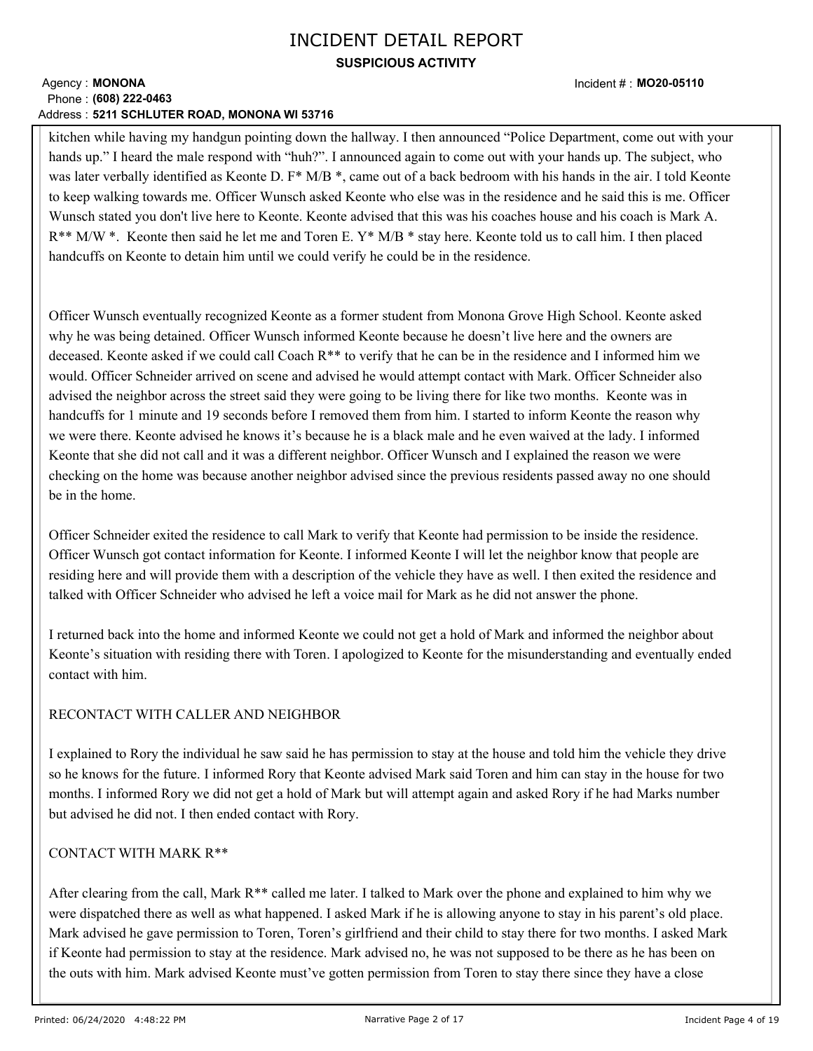kitchen while having my handgun pointing down the hallway. I then announced "Police Department, come out with your hands up." I heard the male respond with "huh?". I announced again to come out with your hands up. The subject, who was later verbally identified as Keonte D. F* M/B *, came out of a back bedroom with his hands in the air. I told Keonte to keep walking towards me. Officer Wunsch asked Keonte who else was in the residence and he said this is me. Officer Wunsch stated you don't live here to Keonte. Keonte advised that this was his coaches house and his coach is Mark A. R** M/W *. Keonte then said he let me and Toren E. Y* M/B * stay here. Keonte told us to call him. I then placed handcuffs on Keonte to detain him until we could verify he could be in the residence.

Officer Wunsch eventually recognized Keonte as a former student from Monona Grove High School. Keonte asked why he was being detained. Officer Wunsch informed Keonte because he doesn't live here and the owners are deceased. Keonte asked if we could call Coach R** to verify that he can be in the residence and I informed him we would. Officer Schneider arrived on scene and advised he would attempt contact with Mark. Officer Schneider also advised the neighbor across the street said they were going to be living there for like two months. Keonte was in handcuffs for 1 minute and 19 seconds before I removed them from him. I started to inform Keonte the reason why we were there. Keonte advised he knows it's because he is a black male and he even waived at the lady. I informed Keonte that she did not call and it was a different neighbor. Officer Wunsch and I explained the reason we were checking on the home was because another neighbor advised since the previous residents passed away no one should be in the home.

Officer Schneider exited the residence to call Mark to verify that Keonte had permission to be inside the residence. Officer Wunsch got contact information for Keonte. I informed Keonte I will let the neighbor know that people are residing here and will provide them with a description of the vehicle they have as well. I then exited the residence and talked with Officer Schneider who advised he left a voice mail for Mark as he did not answer the phone.

I returned back into the home and informed Keonte we could not get a hold of Mark and informed the neighbor about Keonte's situation with residing there with Toren. I apologized to Keonte for the misunderstanding and eventually ended contact with him.

RECONTACT WITH CALLER AND NEIGHBOR

I explained to Rory the individual he saw said he has permission to stay at the house and told him the vehicle they drive so he knows for the future. I informed Rory that Keonte advised Mark said Toren and him can stay in the house for two months. I informed Rory we did not get a hold of Mark but will attempt again and asked Rory if he had Marks number but advised he did not. I then ended contact with Rory.

CONTACT WITH MARK R**

After clearing from the call, Mark R** called me later. I talked to Mark over the phone and explained to him why we were dispatched there as well as what happened. I asked Mark if he is allowing anyone to stay in his parent's old place. Mark advised he gave permission to Toren, Toren's girlfriend and their child to stay there for two months. I asked Mark if Keonte had permission to stay at the residence. Mark advised no, he was not supposed to be there as he has been on the outs with him. Mark advised Keonte must've gotten permission from Toren to stay there since they have a close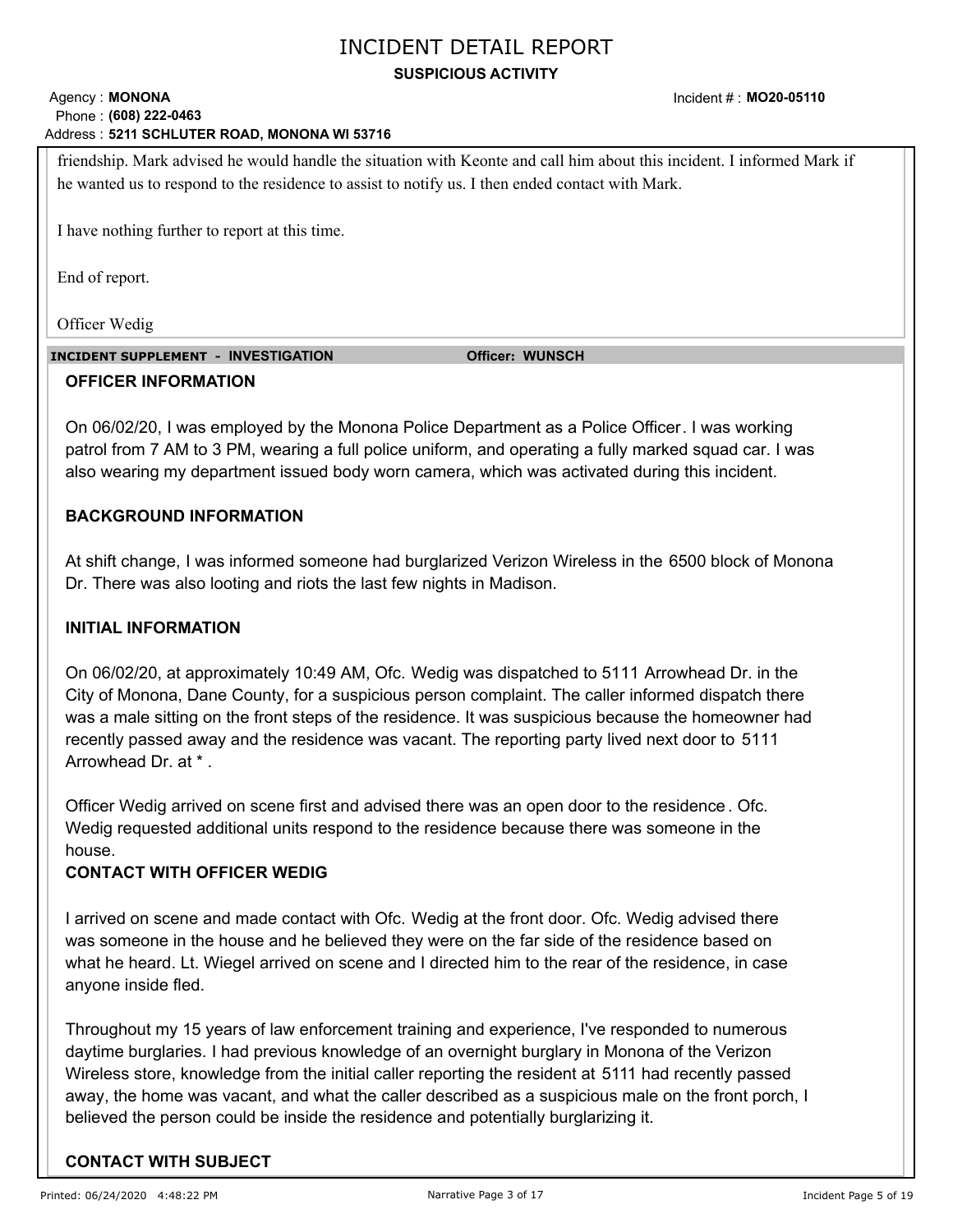friendship. Mark advised he would handle the situation with Keonte and call him about this incident. I informed Mark if he wanted us to respond to the residence to assist to notify us. I then ended contact with Mark.

I have nothing further to report at this time.

End of report.

Officer Wedig

**INCIDENT SUPPLEMENT - INVESTIGATION** **Officer: WUNSCH**

### OFFICER INFORMATION

On 06/02/20, I was employed by the Monona Police Department as a Police Officer. I was working patrol from 7 AM to 3 PM, wearing a full police uniform, and operating a fully marked squad car. I was also wearing my department issued body worn camera, which was activated during this incident.

### BACKGROUND INFORMATION

At shift change, I was informed someone had burglarized Verizon Wireless in the 6500 block of Monona Dr. There was also looting and riots the last few nights in Madison.

### INITIAL INFORMATION

On 06/02/20, at approximately 10:49 AM, Ofc. Wedig was dispatched to 5111 Arrowhead Dr. in the City of Monona, Dane County, for a suspicious person complaint. The caller informed dispatch there was a male sitting on the front steps of the residence. It was suspicious because the homeowner had recently passed away and the residence was vacant. The reporting party lived next door to 5111 Arrowhead Dr. at * .

Officer Wedig arrived on scene first and advised there was an open door to the residence. Ofc. Wedig requested additional units respond to the residence because there was someone in the house.

### CONTACT WITH OFFICER WEDIG

I arrived on scene and made contact with Ofc. Wedig at the front door. Ofc. Wedig advised there was someone in the house and he believed they were on the far side of the residence based on what he heard. Lt. Wiegel arrived on scene and I directed him to the rear of the residence, in case anyone inside fled.

Throughout my 15 years of law enforcement training and experience, I've responded to numerous daytime burglaries. I had previous knowledge of an overnight burglary in Monona of the Verizon Wireless store, knowledge from the initial caller reporting the resident at 5111 had recently passed away, the home was vacant, and what the caller described as a suspicious male on the front porch, I believed the person could be inside the residence and potentially burglarizing it.

### CONTACT WITH SUBJECT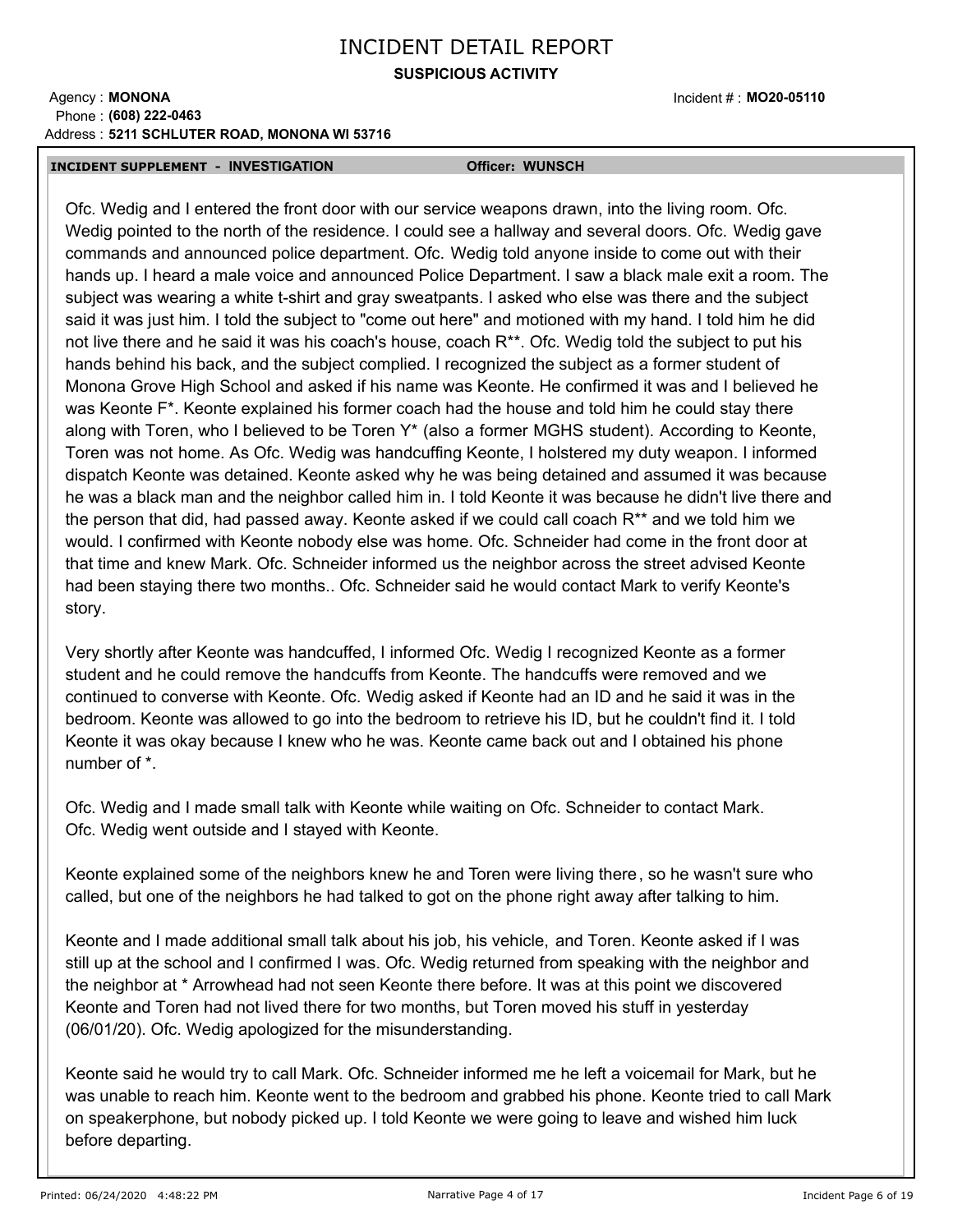# INCIDENT DETAIL REPORT

**SUSPICIOUS ACTIVITY**

Agency : **MONONA**
Phone : **(608) 222-0463**
Address : **5211 SCHLUTER ROAD, MONONA WI 53716**

Incident # : **MO20-05110**

**INCIDENT SUPPLEMENT - INVESTIGATION** **Officer: WUNSCH**

Ofc. Wedig and I entered the front door with our service weapons drawn, into the living room. Ofc. Wedig pointed to the north of the residence. I could see a hallway and several doors. Ofc. Wedig gave commands and announced police department. Ofc. Wedig told anyone inside to come out with their hands up. I heard a male voice and announced Police Department. I saw a black male exit a room. The subject was wearing a white t-shirt and gray sweatpants. I asked who else was there and the subject said it was just him. I told the subject to "come out here" and motioned with my hand. I told him he did not live there and he said it was his coach's house, coach R**. Ofc. Wedig told the subject to put his hands behind his back, and the subject complied. I recognized the subject as a former student of Monona Grove High School and asked if his name was Keonte. He confirmed it was and I believed he was Keonte F*. Keonte explained his former coach had the house and told him he could stay there along with Toren, who I believed to be Toren Y* (also a former MGHS student). According to Keonte, Toren was not home. As Ofc. Wedig was handcuffing Keonte, I holstered my duty weapon. I informed dispatch Keonte was detained. Keonte asked why he was being detained and assumed it was because he was a black man and the neighbor called him in. I told Keonte it was because he didn't live there and the person that did, had passed away. Keonte asked if we could call coach R** and we told him we would. I confirmed with Keonte nobody else was home. Ofc. Schneider had come in the front door at that time and knew Mark. Ofc. Schneider informed us the neighbor across the street advised Keonte had been staying there two months.. Ofc. Schneider said he would contact Mark to verify Keonte's story.

Very shortly after Keonte was handcuffed, I informed Ofc. Wedig I recognized Keonte as a former student and he could remove the handcuffs from Keonte. The handcuffs were removed and we continued to converse with Keonte. Ofc. Wedig asked if Keonte had an ID and he said it was in the bedroom. Keonte was allowed to go into the bedroom to retrieve his ID, but he couldn't find it. I told Keonte it was okay because I knew who he was. Keonte came back out and I obtained his phone number of *.

Ofc. Wedig and I made small talk with Keonte while waiting on Ofc. Schneider to contact Mark. Ofc. Wedig went outside and I stayed with Keonte.

Keonte explained some of the neighbors knew he and Toren were living there, so he wasn't sure who called, but one of the neighbors he had talked to got on the phone right away after talking to him.

Keonte and I made additional small talk about his job, his vehicle, and Toren. Keonte asked if I was still up at the school and I confirmed I was. Ofc. Wedig returned from speaking with the neighbor and the neighbor at * Arrowhead had not seen Keonte there before. It was at this point we discovered Keonte and Toren had not lived there for two months, but Toren moved his stuff in yesterday (06/01/20). Ofc. Wedig apologized for the misunderstanding.

Keonte said he would try to call Mark. Ofc. Schneider informed me he left a voicemail for Mark, but he was unable to reach him. Keonte went to the bedroom and grabbed his phone. Keonte tried to call Mark on speakerphone, but nobody picked up. I told Keonte we were going to leave and wished him luck before departing.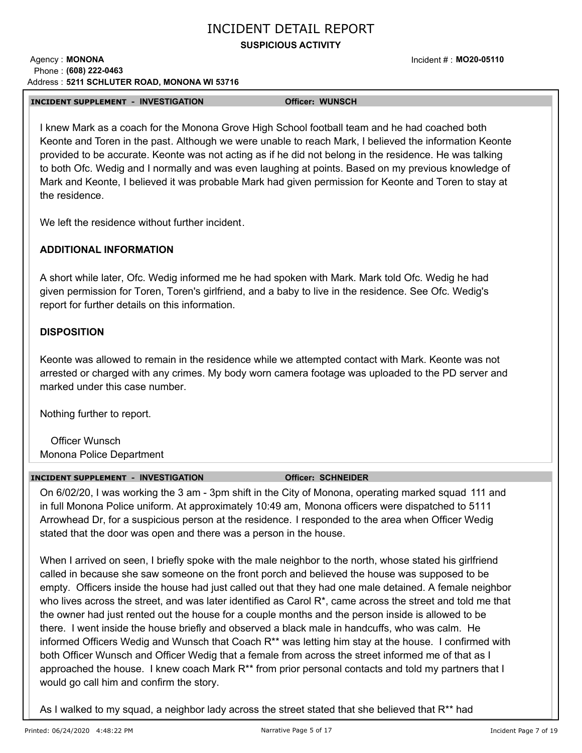# INCIDENT DETAIL REPORT

**SUSPICIOUS ACTIVITY**

Agency : **MONONA**
Phone : **(608) 222-0463**
Address : **5211 SCHLUTER ROAD, MONONA WI 53716**

Incident # : **MO20-05110**

**INCIDENT SUPPLEMENT - INVESTIGATION** **Officer: WUNSCH**

I knew Mark as a coach for the Monona Grove High School football team and he had coached both Keonte and Toren in the past. Although we were unable to reach Mark, I believed the information Keonte provided to be accurate. Keonte was not acting as if he did not belong in the residence. He was talking to both Ofc. Wedig and I normally and was even laughing at points. Based on my previous knowledge of Mark and Keonte, I believed it was probable Mark had given permission for Keonte and Toren to stay at the residence.

We left the residence without further incident.

**ADDITIONAL INFORMATION**

A short while later, Ofc. Wedig informed me he had spoken with Mark. Mark told Ofc. Wedig he had given permission for Toren, Toren's girlfriend, and a baby to live in the residence. See Ofc. Wedig's report for further details on this information.

**DISPOSITION**

Keonte was allowed to remain in the residence while we attempted contact with Mark. Keonte was not arrested or charged with any crimes. My body worn camera footage was uploaded to the PD server and marked under this case number.

Nothing further to report.

Officer Wunsch
Monona Police Department

**INCIDENT SUPPLEMENT - INVESTIGATION** **Officer: SCHNEIDER**

On 6/02/20, I was working the 3 am - 3pm shift in the City of Monona, operating marked squad 111 and in full Monona Police uniform. At approximately 10:49 am, Monona officers were dispatched to 5111 Arrowhead Dr, for a suspicious person at the residence. I responded to the area when Officer Wedig stated that the door was open and there was a person in the house.

When I arrived on seen, I briefly spoke with the male neighbor to the north, whose stated his girlfriend called in because she saw someone on the front porch and believed the house was supposed to be empty. Officers inside the house had just called out that they had one male detained. A female neighbor who lives across the street, and was later identified as Carol R*, came across the street and told me that the owner had just rented out the house for a couple months and the person inside is allowed to be there. I went inside the house briefly and observed a black male in handcuffs, who was calm. He informed Officers Wedig and Wunsch that Coach R** was letting him stay at the house. I confirmed with both Officer Wunsch and Officer Wedig that a female from across the street informed me of that as I approached the house. I knew coach Mark R** from prior personal contacts and told my partners that I would go call him and confirm the story.

As I walked to my squad, a neighbor lady across the street stated that she believed that R** had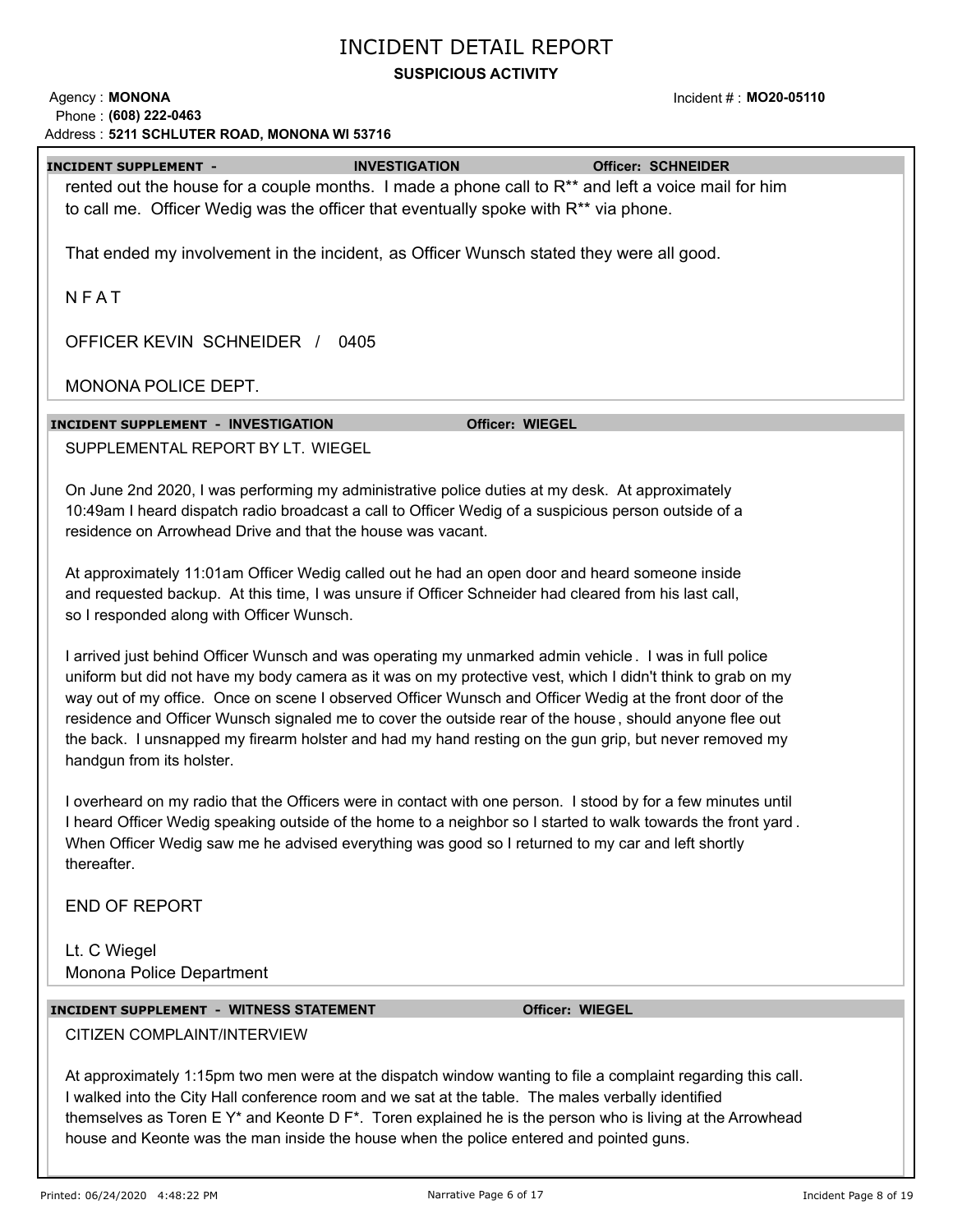# INCIDENT DETAIL REPORT

**SUSPICIOUS ACTIVITY**

Agency : **MONONA**
Phone : **(608) 222-0463**
Address : **5211 SCHLUTER ROAD, MONONA WI 53716**

Incident # : **MO20-05110**

**INCIDENT SUPPLEMENT - INVESTIGATION** — **Officer: SCHNEIDER**

rented out the house for a couple months. I made a phone call to R** and left a voice mail for him to call me. Officer Wedig was the officer that eventually spoke with R** via phone.

That ended my involvement in the incident, as Officer Wunsch stated they were all good.

N F A T

OFFICER KEVIN SCHNEIDER / 0405

MONONA POLICE DEPT.

**INCIDENT SUPPLEMENT - INVESTIGATION** — **Officer: WIEGEL**

SUPPLEMENTAL REPORT BY LT. WIEGEL

On June 2nd 2020, I was performing my administrative police duties at my desk. At approximately 10:49am I heard dispatch radio broadcast a call to Officer Wedig of a suspicious person outside of a residence on Arrowhead Drive and that the house was vacant.

At approximately 11:01am Officer Wedig called out he had an open door and heard someone inside and requested backup. At this time, I was unsure if Officer Schneider had cleared from his last call, so I responded along with Officer Wunsch.

I arrived just behind Officer Wunsch and was operating my unmarked admin vehicle. I was in full police uniform but did not have my body camera as it was on my protective vest, which I didn't think to grab on my way out of my office. Once on scene I observed Officer Wunsch and Officer Wedig at the front door of the residence and Officer Wunsch signaled me to cover the outside rear of the house, should anyone flee out the back. I unsnapped my firearm holster and had my hand resting on the gun grip, but never removed my handgun from its holster.

I overheard on my radio that the Officers were in contact with one person. I stood by for a few minutes until I heard Officer Wedig speaking outside of the home to a neighbor so I started to walk towards the front yard. When Officer Wedig saw me he advised everything was good so I returned to my car and left shortly thereafter.

END OF REPORT

Lt. C Wiegel
Monona Police Department

**INCIDENT SUPPLEMENT - WITNESS STATEMENT** — **Officer: WIEGEL**

CITIZEN COMPLAINT/INTERVIEW

At approximately 1:15pm two men were at the dispatch window wanting to file a complaint regarding this call. I walked into the City Hall conference room and we sat at the table. The males verbally identified themselves as Toren E Y* and Keonte D F*. Toren explained he is the person who is living at the Arrowhead house and Keonte was the man inside the house when the police entered and pointed guns.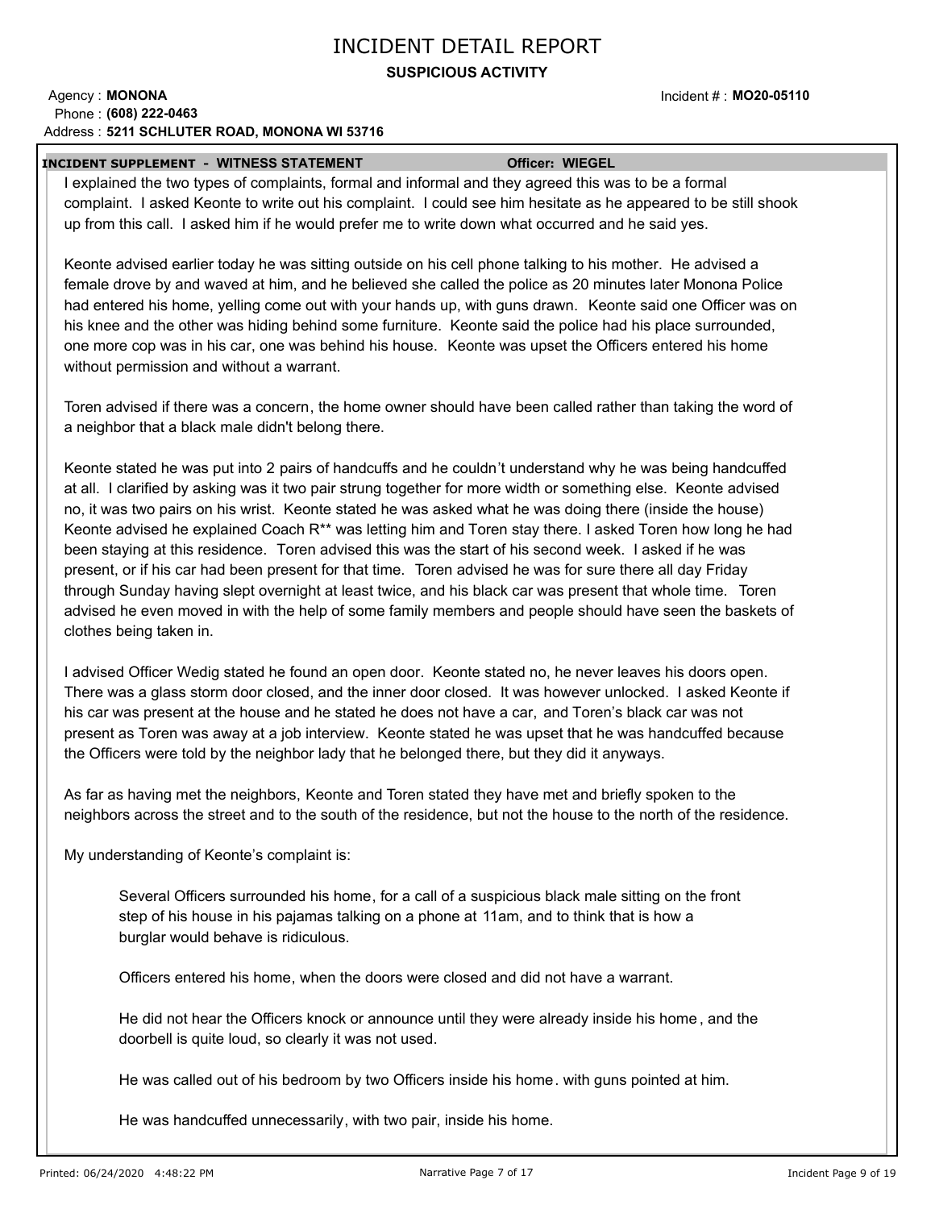# INCIDENT DETAIL REPORT

**SUSPICIOUS ACTIVITY**

Agency : **MONONA**
Phone : **(608) 222-0463**
Address : **5211 SCHLUTER ROAD, MONONA WI 53716**

Incident # : **MO20-05110**

**INCIDENT SUPPLEMENT - WITNESS STATEMENT** **Officer: WIEGEL**

I explained the two types of complaints, formal and informal and they agreed this was to be a formal complaint. I asked Keonte to write out his complaint. I could see him hesitate as he appeared to be still shook up from this call. I asked him if he would prefer me to write down what occurred and he said yes.

Keonte advised earlier today he was sitting outside on his cell phone talking to his mother. He advised a female drove by and waved at him, and he believed she called the police as 20 minutes later Monona Police had entered his home, yelling come out with your hands up, with guns drawn. Keonte said one Officer was on his knee and the other was hiding behind some furniture. Keonte said the police had his place surrounded, one more cop was in his car, one was behind his house. Keonte was upset the Officers entered his home without permission and without a warrant.

Toren advised if there was a concern, the home owner should have been called rather than taking the word of a neighbor that a black male didn't belong there.

Keonte stated he was put into 2 pairs of handcuffs and he couldn't understand why he was being handcuffed at all. I clarified by asking was it two pair strung together for more width or something else. Keonte advised no, it was two pairs on his wrist. Keonte stated he was asked what he was doing there (inside the house) Keonte advised he explained Coach R** was letting him and Toren stay there. I asked Toren how long he had been staying at this residence. Toren advised this was the start of his second week. I asked if he was present, or if his car had been present for that time. Toren advised he was for sure there all day Friday through Sunday having slept overnight at least twice, and his black car was present that whole time. Toren advised he even moved in with the help of some family members and people should have seen the baskets of clothes being taken in.

I advised Officer Wedig stated he found an open door. Keonte stated no, he never leaves his doors open. There was a glass storm door closed, and the inner door closed. It was however unlocked. I asked Keonte if his car was present at the house and he stated he does not have a car, and Toren's black car was not present as Toren was away at a job interview. Keonte stated he was upset that he was handcuffed because the Officers were told by the neighbor lady that he belonged there, but they did it anyways.

As far as having met the neighbors, Keonte and Toren stated they have met and briefly spoken to the neighbors across the street and to the south of the residence, but not the house to the north of the residence.

My understanding of Keonte's complaint is:

> Several Officers surrounded his home, for a call of a suspicious black male sitting on the front step of his house in his pajamas talking on a phone at 11am, and to think that is how a burglar would behave is ridiculous.
>
> Officers entered his home, when the doors were closed and did not have a warrant.
>
> He did not hear the Officers knock or announce until they were already inside his home, and the doorbell is quite loud, so clearly it was not used.
>
> He was called out of his bedroom by two Officers inside his home. with guns pointed at him.
>
> He was handcuffed unnecessarily, with two pair, inside his home.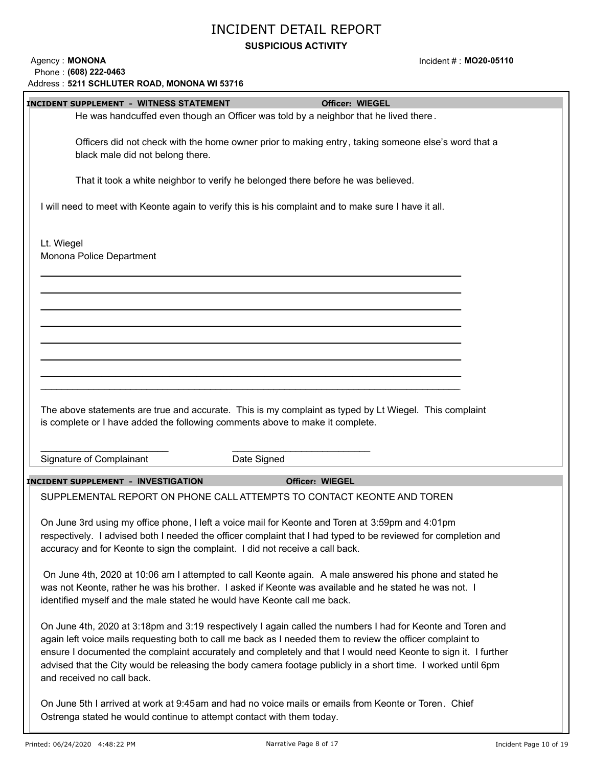# INCIDENT DETAIL REPORT

**SUSPICIOUS ACTIVITY**

Agency : **MONONA**
Phone : **(608) 222-0463**
Address : **5211 SCHLUTER ROAD, MONONA WI 53716**

Incident # : **MO20-05110**

**INCIDENT SUPPLEMENT - WITNESS STATEMENT** — **Officer: WIEGEL**

He was handcuffed even though an Officer was told by a neighbor that he lived there.

Officers did not check with the home owner prior to making entry, taking someone else's word that a black male did not belong there.

That it took a white neighbor to verify he belonged there before he was believed.

I will need to meet with Keonte again to verify this is his complaint and to make sure I have it all.

Lt. Wiegel
Monona Police Department

\_\_\_\_\_\_\_\_\_\_\_\_\_\_\_\_\_\_\_\_\_\_\_\_\_\_\_\_\_\_\_\_\_\_\_\_\_\_\_\_\_\_\_\_\_\_\_\_\_\_\_\_\_\_\_\_\_\_\_\_\_\_\_\_\_\_\_\_\_\_\_\_\_\_\_\_

\_\_\_\_\_\_\_\_\_\_\_\_\_\_\_\_\_\_\_\_\_\_\_\_\_\_\_\_\_\_\_\_\_\_\_\_\_\_\_\_\_\_\_\_\_\_\_\_\_\_\_\_\_\_\_\_\_\_\_\_\_\_\_\_\_\_\_\_\_\_\_\_\_\_\_\_

\_\_\_\_\_\_\_\_\_\_\_\_\_\_\_\_\_\_\_\_\_\_\_\_\_\_\_\_\_\_\_\_\_\_\_\_\_\_\_\_\_\_\_\_\_\_\_\_\_\_\_\_\_\_\_\_\_\_\_\_\_\_\_\_\_\_\_\_\_\_\_\_\_\_\_\_

\_\_\_\_\_\_\_\_\_\_\_\_\_\_\_\_\_\_\_\_\_\_\_\_\_\_\_\_\_\_\_\_\_\_\_\_\_\_\_\_\_\_\_\_\_\_\_\_\_\_\_\_\_\_\_\_\_\_\_\_\_\_\_\_\_\_\_\_\_\_\_\_\_\_\_\_

\_\_\_\_\_\_\_\_\_\_\_\_\_\_\_\_\_\_\_\_\_\_\_\_\_\_\_\_\_\_\_\_\_\_\_\_\_\_\_\_\_\_\_\_\_\_\_\_\_\_\_\_\_\_\_\_\_\_\_\_\_\_\_\_\_\_\_\_\_\_\_\_\_\_\_\_

\_\_\_\_\_\_\_\_\_\_\_\_\_\_\_\_\_\_\_\_\_\_\_\_\_\_\_\_\_\_\_\_\_\_\_\_\_\_\_\_\_\_\_\_\_\_\_\_\_\_\_\_\_\_\_\_\_\_\_\_\_\_\_\_\_\_\_\_\_\_\_\_\_\_\_\_

\_\_\_\_\_\_\_\_\_\_\_\_\_\_\_\_\_\_\_\_\_\_\_\_\_\_\_\_\_\_\_\_\_\_\_\_\_\_\_\_\_\_\_\_\_\_\_\_\_\_\_\_\_\_\_\_\_\_\_\_\_\_\_\_\_\_\_\_\_\_\_\_\_\_\_\_

\_\_\_\_\_\_\_\_\_\_\_\_\_\_\_\_\_\_\_\_\_\_\_\_\_\_\_\_\_\_\_\_\_\_\_\_\_\_\_\_\_\_\_\_\_\_\_\_\_\_\_\_\_\_\_\_\_\_\_\_\_\_\_\_\_\_\_\_\_\_\_\_\_\_\_\_

The above statements are true and accurate. This is my complaint as typed by Lt Wiegel. This complaint is complete or I have added the following comments above to make it complete.

\_\_\_\_\_\_\_\_\_\_\_\_\_\_\_\_\_\_\_\_\_\_\_\_\_ \_\_\_\_\_\_\_\_\_\_\_\_\_\_\_\_\_\_\_\_\_\_\_\_\_\_\_
Signature of Complainant Date Signed

**INCIDENT SUPPLEMENT - INVESTIGATION** — **Officer: WIEGEL**

SUPPLEMENTAL REPORT ON PHONE CALL ATTEMPTS TO CONTACT KEONTE AND TOREN

On June 3rd using my office phone, I left a voice mail for Keonte and Toren at 3:59pm and 4:01pm respectively. I advised both I needed the officer complaint that I had typed to be reviewed for completion and accuracy and for Keonte to sign the complaint. I did not receive a call back.

On June 4th, 2020 at 10:06 am I attempted to call Keonte again. A male answered his phone and stated he was not Keonte, rather he was his brother. I asked if Keonte was available and he stated he was not. I identified myself and the male stated he would have Keonte call me back.

On June 4th, 2020 at 3:18pm and 3:19 respectively I again called the numbers I had for Keonte and Toren and again left voice mails requesting both to call me back as I needed them to review the officer complaint to ensure I documented the complaint accurately and completely and that I would need Keonte to sign it. I further advised that the City would be releasing the body camera footage publicly in a short time. I worked until 6pm and received no call back.

On June 5th I arrived at work at 9:45am and had no voice mails or emails from Keonte or Toren. Chief Ostrenga stated he would continue to attempt contact with them today.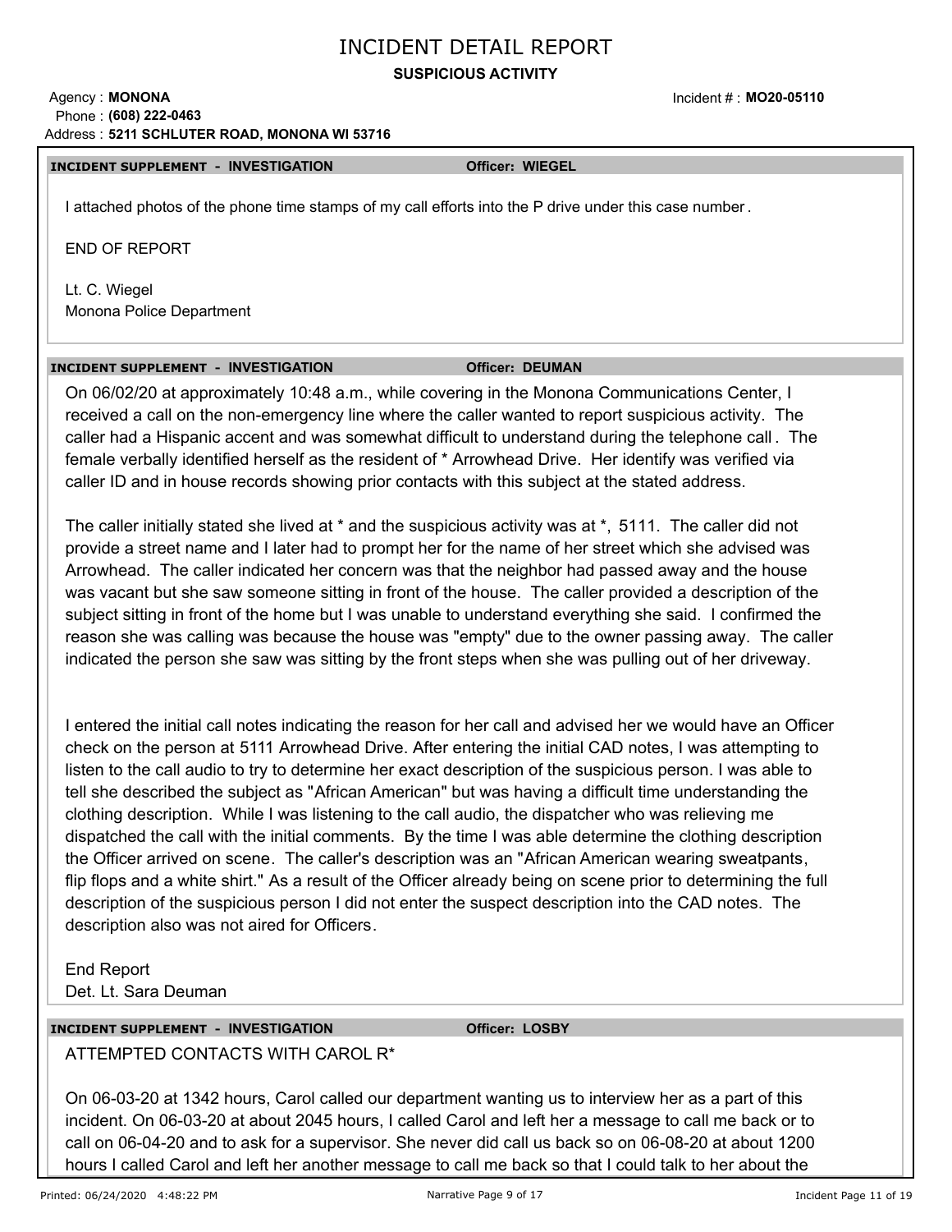# INCIDENT DETAIL REPORT

**SUSPICIOUS ACTIVITY**

Agency : **MONONA**
Phone : **(608) 222-0463**
Address : **5211 SCHLUTER ROAD, MONONA WI 53716**

Incident # : **MO20-05110**

**INCIDENT SUPPLEMENT - INVESTIGATION** **Officer: WIEGEL**

I attached photos of the phone time stamps of my call efforts into the P drive under this case number.

END OF REPORT

Lt. C. Wiegel
Monona Police Department

**INCIDENT SUPPLEMENT - INVESTIGATION** **Officer: DEUMAN**

On 06/02/20 at approximately 10:48 a.m., while covering in the Monona Communications Center, I received a call on the non-emergency line where the caller wanted to report suspicious activity. The caller had a Hispanic accent and was somewhat difficult to understand during the telephone call. The female verbally identified herself as the resident of * Arrowhead Drive. Her identify was verified via caller ID and in house records showing prior contacts with this subject at the stated address.

The caller initially stated she lived at * and the suspicious activity was at *, 5111. The caller did not provide a street name and I later had to prompt her for the name of her street which she advised was Arrowhead. The caller indicated her concern was that the neighbor had passed away and the house was vacant but she saw someone sitting in front of the house. The caller provided a description of the subject sitting in front of the home but I was unable to understand everything she said. I confirmed the reason she was calling was because the house was "empty" due to the owner passing away. The caller indicated the person she saw was sitting by the front steps when she was pulling out of her driveway.

I entered the initial call notes indicating the reason for her call and advised her we would have an Officer check on the person at 5111 Arrowhead Drive. After entering the initial CAD notes, I was attempting to listen to the call audio to try to determine her exact description of the suspicious person. I was able to tell she described the subject as "African American" but was having a difficult time understanding the clothing description. While I was listening to the call audio, the dispatcher who was relieving me dispatched the call with the initial comments. By the time I was able determine the clothing description the Officer arrived on scene. The caller's description was an "African American wearing sweatpants, flip flops and a white shirt." As a result of the Officer already being on scene prior to determining the full description of the suspicious person I did not enter the suspect description into the CAD notes. The description also was not aired for Officers.

End Report
Det. Lt. Sara Deuman

**INCIDENT SUPPLEMENT - INVESTIGATION** **Officer: LOSBY**

ATTEMPTED CONTACTS WITH CAROL R*

On 06-03-20 at 1342 hours, Carol called our department wanting us to interview her as a part of this incident. On 06-03-20 at about 2045 hours, I called Carol and left her a message to call me back or to call on 06-04-20 and to ask for a supervisor. She never did call us back so on 06-08-20 at about 1200 hours I called Carol and left her another message to call me back so that I could talk to her about the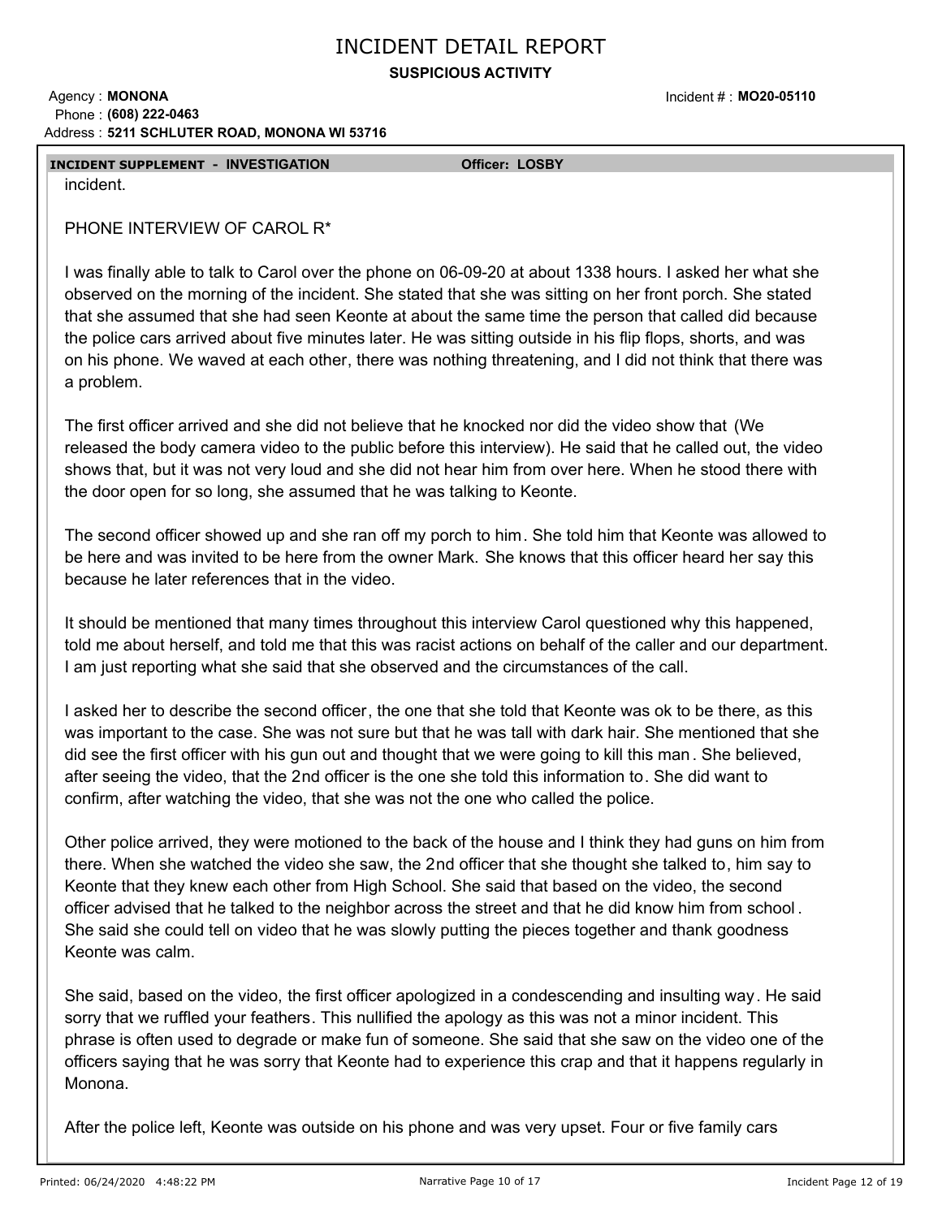# INCIDENT DETAIL REPORT

**SUSPICIOUS ACTIVITY**

Agency : **MONONA**
Phone : **(608) 222-0463**
Address : **5211 SCHLUTER ROAD, MONONA WI 53716**

Incident # : **MO20-05110**

**INCIDENT SUPPLEMENT - INVESTIGATION** Officer: **LOSBY**

incident.

PHONE INTERVIEW OF CAROL R*

I was finally able to talk to Carol over the phone on 06-09-20 at about 1338 hours. I asked her what she observed on the morning of the incident. She stated that she was sitting on her front porch. She stated that she assumed that she had seen Keonte at about the same time the person that called did because the police cars arrived about five minutes later. He was sitting outside in his flip flops, shorts, and was on his phone. We waved at each other, there was nothing threatening, and I did not think that there was a problem.

The first officer arrived and she did not believe that he knocked nor did the video show that (We released the body camera video to the public before this interview). He said that he called out, the video shows that, but it was not very loud and she did not hear him from over here. When he stood there with the door open for so long, she assumed that he was talking to Keonte.

The second officer showed up and she ran off my porch to him. She told him that Keonte was allowed to be here and was invited to be here from the owner Mark. She knows that this officer heard her say this because he later references that in the video.

It should be mentioned that many times throughout this interview Carol questioned why this happened, told me about herself, and told me that this was racist actions on behalf of the caller and our department. I am just reporting what she said that she observed and the circumstances of the call.

I asked her to describe the second officer, the one that she told that Keonte was ok to be there, as this was important to the case. She was not sure but that he was tall with dark hair. She mentioned that she did see the first officer with his gun out and thought that we were going to kill this man. She believed, after seeing the video, that the 2nd officer is the one she told this information to. She did want to confirm, after watching the video, that she was not the one who called the police.

Other police arrived, they were motioned to the back of the house and I think they had guns on him from there. When she watched the video she saw, the 2nd officer that she thought she talked to, him say to Keonte that they knew each other from High School. She said that based on the video, the second officer advised that he talked to the neighbor across the street and that he did know him from school. She said she could tell on video that he was slowly putting the pieces together and thank goodness Keonte was calm.

She said, based on the video, the first officer apologized in a condescending and insulting way. He said sorry that we ruffled your feathers. This nullified the apology as this was not a minor incident. This phrase is often used to degrade or make fun of someone. She said that she saw on the video one of the officers saying that he was sorry that Keonte had to experience this crap and that it happens regularly in Monona.

After the police left, Keonte was outside on his phone and was very upset. Four or five family cars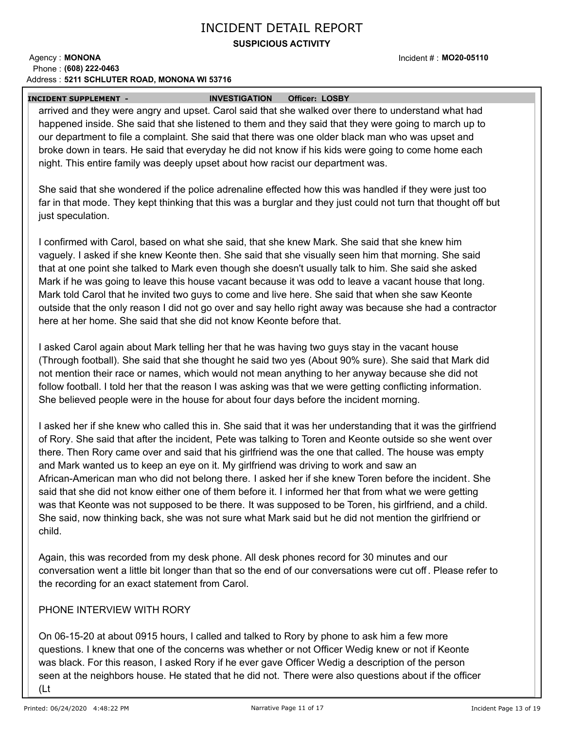# INCIDENT DETAIL REPORT

**SUSPICIOUS ACTIVITY**

Agency : **MONONA**
Phone : **(608) 222-0463**
Address : **5211 SCHLUTER ROAD, MONONA WI 53716**

Incident # : **MO20-05110**

**INCIDENT SUPPLEMENT - INVESTIGATION Officer: LOSBY**

arrived and they were angry and upset. Carol said that she walked over there to understand what had happened inside. She said that she listened to them and they said that they were going to march up to our department to file a complaint. She said that there was one older black man who was upset and broke down in tears. He said that everyday he did not know if his kids were going to come home each night. This entire family was deeply upset about how racist our department was.

She said that she wondered if the police adrenaline effected how this was handled if they were just too far in that mode. They kept thinking that this was a burglar and they just could not turn that thought off but just speculation.

I confirmed with Carol, based on what she said, that she knew Mark. She said that she knew him vaguely. I asked if she knew Keonte then. She said that she visually seen him that morning. She said that at one point she talked to Mark even though she doesn't usually talk to him. She said she asked Mark if he was going to leave this house vacant because it was odd to leave a vacant house that long. Mark told Carol that he invited two guys to come and live here. She said that when she saw Keonte outside that the only reason I did not go over and say hello right away was because she had a contractor here at her home. She said that she did not know Keonte before that.

I asked Carol again about Mark telling her that he was having two guys stay in the vacant house (Through football). She said that she thought he said two yes (About 90% sure). She said that Mark did not mention their race or names, which would not mean anything to her anyway because she did not follow football. I told her that the reason I was asking was that we were getting conflicting information. She believed people were in the house for about four days before the incident morning.

I asked her if she knew who called this in. She said that it was her understanding that it was the girlfriend of Rory. She said that after the incident, Pete was talking to Toren and Keonte outside so she went over there. Then Rory came over and said that his girlfriend was the one that called. The house was empty and Mark wanted us to keep an eye on it. My girlfriend was driving to work and saw an African-American man who did not belong there. I asked her if she knew Toren before the incident. She said that she did not know either one of them before it. I informed her that from what we were getting was that Keonte was not supposed to be there. It was supposed to be Toren, his girlfriend, and a child. She said, now thinking back, she was not sure what Mark said but he did not mention the girlfriend or child.

Again, this was recorded from my desk phone. All desk phones record for 30 minutes and our conversation went a little bit longer than that so the end of our conversations were cut off. Please refer to the recording for an exact statement from Carol.

PHONE INTERVIEW WITH RORY

On 06-15-20 at about 0915 hours, I called and talked to Rory by phone to ask him a few more questions. I knew that one of the concerns was whether or not Officer Wedig knew or not if Keonte was black. For this reason, I asked Rory if he ever gave Officer Wedig a description of the person seen at the neighbors house. He stated that he did not. There were also questions about if the officer (Lt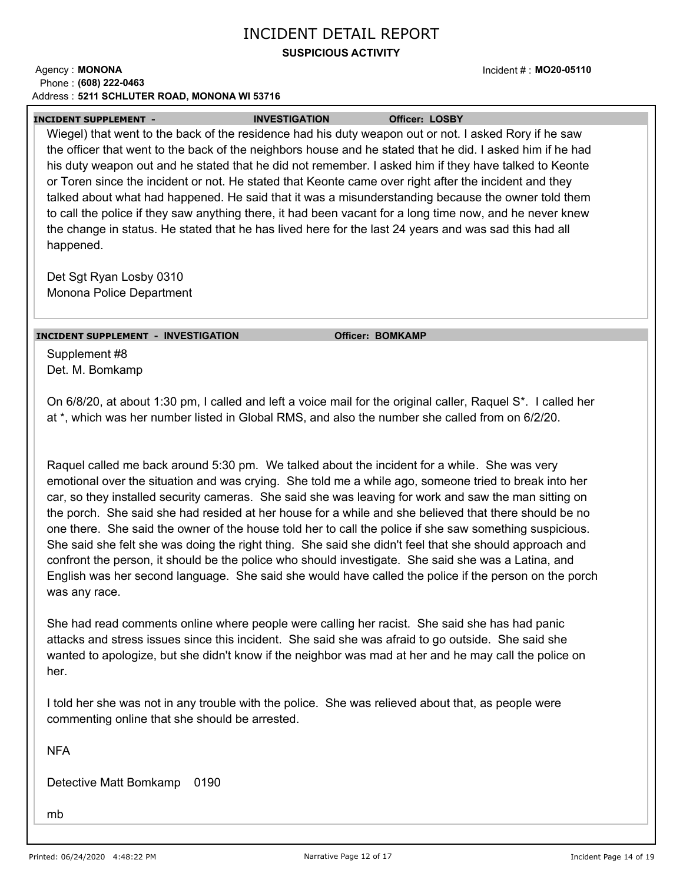# INCIDENT DETAIL REPORT

**SUSPICIOUS ACTIVITY**

Agency : **MONONA**
Phone : **(608) 222-0463**
Address : **5211 SCHLUTER ROAD, MONONA WI 53716**

Incident # : **MO20-05110**

**INCIDENT SUPPLEMENT - INVESTIGATION** **Officer: LOSBY**

Wiegel) that went to the back of the residence had his duty weapon out or not. I asked Rory if he saw the officer that went to the back of the neighbors house and he stated that he did. I asked him if he had his duty weapon out and he stated that he did not remember. I asked him if they have talked to Keonte or Toren since the incident or not. He stated that Keonte came over right after the incident and they talked about what had happened. He said that it was a misunderstanding because the owner told them to call the police if they saw anything there, it had been vacant for a long time now, and he never knew the change in status. He stated that he has lived here for the last 24 years and was sad this had all happened.

Det Sgt Ryan Losby 0310
Monona Police Department

**INCIDENT SUPPLEMENT - INVESTIGATION** **Officer: BOMKAMP**

Supplement #8
Det. M. Bomkamp

On 6/8/20, at about 1:30 pm, I called and left a voice mail for the original caller, Raquel S*. I called her at *, which was her number listed in Global RMS, and also the number she called from on 6/2/20.

Raquel called me back around 5:30 pm. We talked about the incident for a while. She was very emotional over the situation and was crying. She told me a while ago, someone tried to break into her car, so they installed security cameras. She said she was leaving for work and saw the man sitting on the porch. She said she had resided at her house for a while and she believed that there should be no one there. She said the owner of the house told her to call the police if she saw something suspicious. She said she felt she was doing the right thing. She said she didn't feel that she should approach and confront the person, it should be the police who should investigate. She said she was a Latina, and English was her second language. She said she would have called the police if the person on the porch was any race.

She had read comments online where people were calling her racist. She said she has had panic attacks and stress issues since this incident. She said she was afraid to go outside. She said she wanted to apologize, but she didn't know if the neighbor was mad at her and he may call the police on her.

I told her she was not in any trouble with the police. She was relieved about that, as people were commenting online that she should be arrested.

NFA

Detective Matt Bomkamp 0190

mb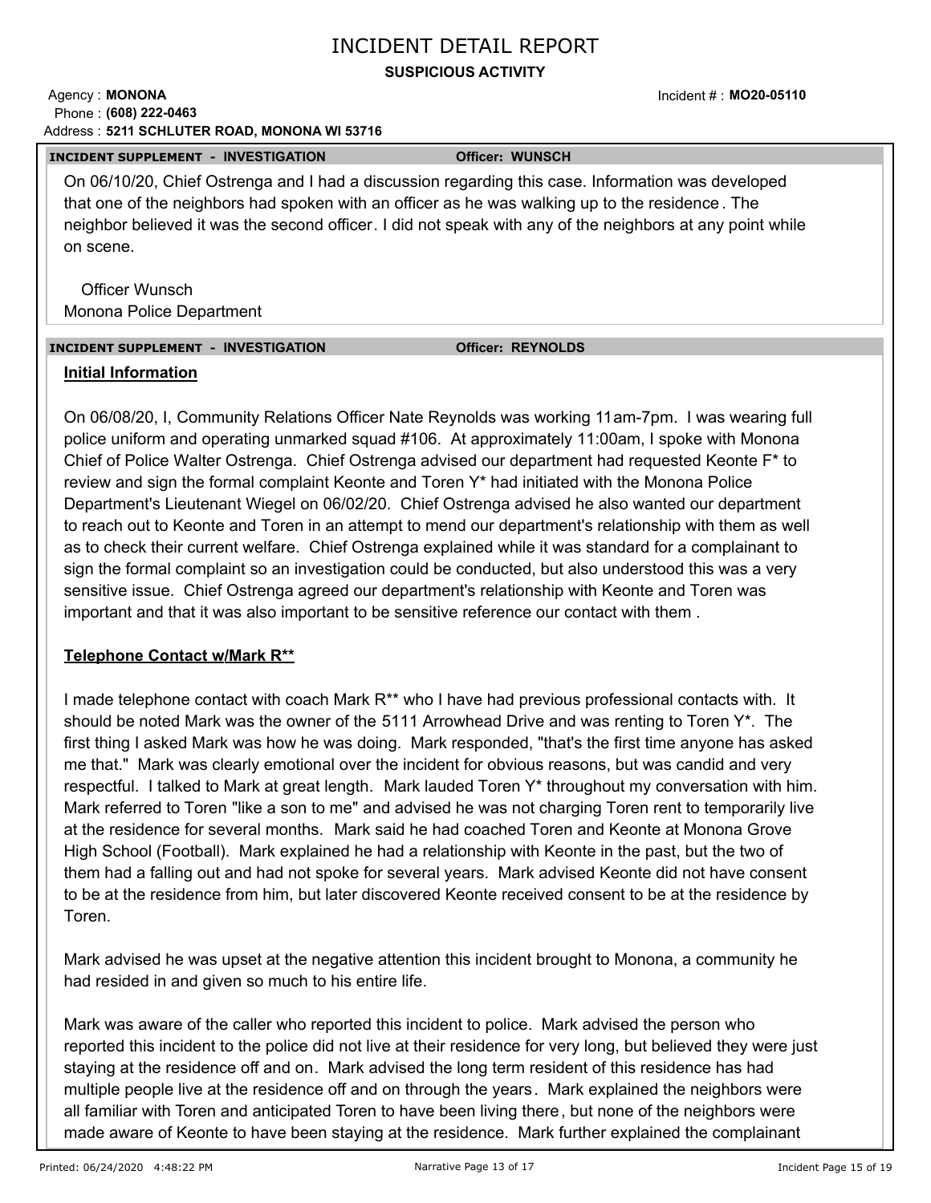# INCIDENT DETAIL REPORT

**SUSPICIOUS ACTIVITY**

Agency : **MONONA**
Phone : **(608) 222-0463**
Address : **5211 SCHLUTER ROAD, MONONA WI 53716**

Incident # : **MO20-05110**

**INCIDENT SUPPLEMENT - INVESTIGATION** **Officer: WUNSCH**

On 06/10/20, Chief Ostrenga and I had a discussion regarding this case. Information was developed that one of the neighbors had spoken with an officer as he was walking up to the residence. The neighbor believed it was the second officer. I did not speak with any of the neighbors at any point while on scene.

Officer Wunsch
Monona Police Department

**INCIDENT SUPPLEMENT - INVESTIGATION** **Officer: REYNOLDS**

**Initial Information**

On 06/08/20, I, Community Relations Officer Nate Reynolds was working 11am-7pm. I was wearing full police uniform and operating unmarked squad #106. At approximately 11:00am, I spoke with Monona Chief of Police Walter Ostrenga. Chief Ostrenga advised our department had requested Keonte F* to review and sign the formal complaint Keonte and Toren Y* had initiated with the Monona Police Department's Lieutenant Wiegel on 06/02/20. Chief Ostrenga advised he also wanted our department to reach out to Keonte and Toren in an attempt to mend our department's relationship with them as well as to check their current welfare. Chief Ostrenga explained while it was standard for a complainant to sign the formal complaint so an investigation could be conducted, but also understood this was a very sensitive issue. Chief Ostrenga agreed our department's relationship with Keonte and Toren was important and that it was also important to be sensitive reference our contact with them .

**Telephone Contact w/Mark R****

I made telephone contact with coach Mark R** who I have had previous professional contacts with. It should be noted Mark was the owner of the 5111 Arrowhead Drive and was renting to Toren Y*. The first thing I asked Mark was how he was doing. Mark responded, "that's the first time anyone has asked me that." Mark was clearly emotional over the incident for obvious reasons, but was candid and very respectful. I talked to Mark at great length. Mark lauded Toren Y* throughout my conversation with him. Mark referred to Toren "like a son to me" and advised he was not charging Toren rent to temporarily live at the residence for several months. Mark said he had coached Toren and Keonte at Monona Grove High School (Football). Mark explained he had a relationship with Keonte in the past, but the two of them had a falling out and had not spoke for several years. Mark advised Keonte did not have consent to be at the residence from him, but later discovered Keonte received consent to be at the residence by Toren.

Mark advised he was upset at the negative attention this incident brought to Monona, a community he had resided in and given so much to his entire life.

Mark was aware of the caller who reported this incident to police. Mark advised the person who reported this incident to the police did not live at their residence for very long, but believed they were just staying at the residence off and on. Mark advised the long term resident of this residence has had multiple people live at the residence off and on through the years. Mark explained the neighbors were all familiar with Toren and anticipated Toren to have been living there, but none of the neighbors were made aware of Keonte to have been staying at the residence. Mark further explained the complainant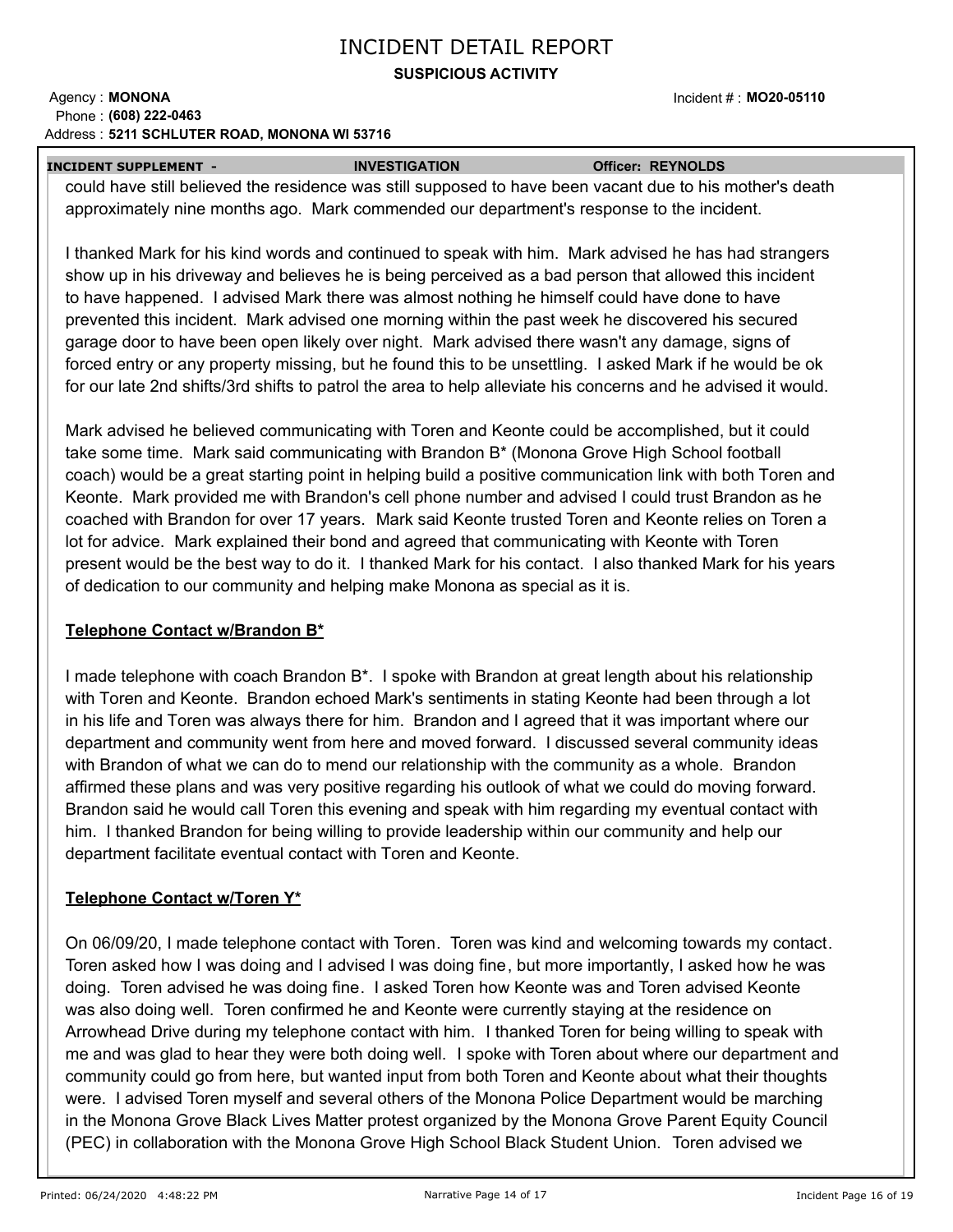# INCIDENT DETAIL REPORT

**SUSPICIOUS ACTIVITY**

Agency : **MONONA**
Phone : **(608) 222-0463**
Address : **5211 SCHLUTER ROAD, MONONA WI 53716**

Incident # : **MO20-05110**

**INCIDENT SUPPLEMENT - INVESTIGATION Officer: REYNOLDS**

could have still believed the residence was still supposed to have been vacant due to his mother's death approximately nine months ago. Mark commended our department's response to the incident.

I thanked Mark for his kind words and continued to speak with him. Mark advised he has had strangers show up in his driveway and believes he is being perceived as a bad person that allowed this incident to have happened. I advised Mark there was almost nothing he himself could have done to have prevented this incident. Mark advised one morning within the past week he discovered his secured garage door to have been open likely over night. Mark advised there wasn't any damage, signs of forced entry or any property missing, but he found this to be unsettling. I asked Mark if he would be ok for our late 2nd shifts/3rd shifts to patrol the area to help alleviate his concerns and he advised it would.

Mark advised he believed communicating with Toren and Keonte could be accomplished, but it could take some time. Mark said communicating with Brandon B* (Monona Grove High School football coach) would be a great starting point in helping build a positive communication link with both Toren and Keonte. Mark provided me with Brandon's cell phone number and advised I could trust Brandon as he coached with Brandon for over 17 years. Mark said Keonte trusted Toren and Keonte relies on Toren a lot for advice. Mark explained their bond and agreed that communicating with Keonte with Toren present would be the best way to do it. I thanked Mark for his contact. I also thanked Mark for his years of dedication to our community and helping make Monona as special as it is.

**<u>Telephone Contact w/Brandon B*</u>**

I made telephone with coach Brandon B*. I spoke with Brandon at great length about his relationship with Toren and Keonte. Brandon echoed Mark's sentiments in stating Keonte had been through a lot in his life and Toren was always there for him. Brandon and I agreed that it was important where our department and community went from here and moved forward. I discussed several community ideas with Brandon of what we can do to mend our relationship with the community as a whole. Brandon affirmed these plans and was very positive regarding his outlook of what we could do moving forward. Brandon said he would call Toren this evening and speak with him regarding my eventual contact with him. I thanked Brandon for being willing to provide leadership within our community and help our department facilitate eventual contact with Toren and Keonte.

**<u>Telephone Contact w/Toren Y*</u>**

On 06/09/20, I made telephone contact with Toren. Toren was kind and welcoming towards my contact. Toren asked how I was doing and I advised I was doing fine, but more importantly, I asked how he was doing. Toren advised he was doing fine. I asked Toren how Keonte was and Toren advised Keonte was also doing well. Toren confirmed he and Keonte were currently staying at the residence on Arrowhead Drive during my telephone contact with him. I thanked Toren for being willing to speak with me and was glad to hear they were both doing well. I spoke with Toren about where our department and community could go from here, but wanted input from both Toren and Keonte about what their thoughts were. I advised Toren myself and several others of the Monona Police Department would be marching in the Monona Grove Black Lives Matter protest organized by the Monona Grove Parent Equity Council (PEC) in collaboration with the Monona Grove High School Black Student Union. Toren advised we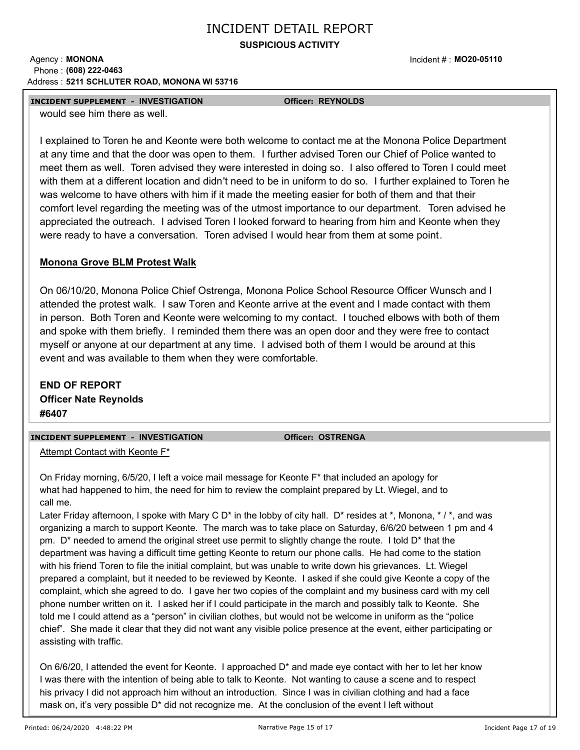# INCIDENT DETAIL REPORT

**SUSPICIOUS ACTIVITY**

Agency : **MONONA**
Phone : **(608) 222-0463**
Address : **5211 SCHLUTER ROAD, MONONA WI 53716**

Incident # : **MO20-05110**

**INCIDENT SUPPLEMENT - INVESTIGATION** **Officer: REYNOLDS**

would see him there as well.

I explained to Toren he and Keonte were both welcome to contact me at the Monona Police Department at any time and that the door was open to them. I further advised Toren our Chief of Police wanted to meet them as well. Toren advised they were interested in doing so. I also offered to Toren I could meet with them at a different location and didn't need to be in uniform to do so. I further explained to Toren he was welcome to have others with him if it made the meeting easier for both of them and that their comfort level regarding the meeting was of the utmost importance to our department. Toren advised he appreciated the outreach. I advised Toren I looked forward to hearing from him and Keonte when they were ready to have a conversation. Toren advised I would hear from them at some point.

**Monona Grove BLM Protest Walk**

On 06/10/20, Monona Police Chief Ostrenga, Monona Police School Resource Officer Wunsch and I attended the protest walk. I saw Toren and Keonte arrive at the event and I made contact with them in person. Both Toren and Keonte were welcoming to my contact. I touched elbows with both of them and spoke with them briefly. I reminded them there was an open door and they were free to contact myself or anyone at our department at any time. I advised both of them I would be around at this event and was available to them when they were comfortable.

**END OF REPORT**
**Officer Nate Reynolds**
**#6407**

**INCIDENT SUPPLEMENT - INVESTIGATION** **Officer: OSTRENGA**

Attempt Contact with Keonte F*

On Friday morning, 6/5/20, I left a voice mail message for Keonte F* that included an apology for what had happened to him, the need for him to review the complaint prepared by Lt. Wiegel, and to call me.
Later Friday afternoon, I spoke with Mary C D* in the lobby of city hall. D* resides at *, Monona, * / *, and was organizing a march to support Keonte. The march was to take place on Saturday, 6/6/20 between 1 pm and 4 pm. D* needed to amend the original street use permit to slightly change the route. I told D* that the department was having a difficult time getting Keonte to return our phone calls. He had come to the station with his friend Toren to file the initial complaint, but was unable to write down his grievances. Lt. Wiegel prepared a complaint, but it needed to be reviewed by Keonte. I asked if she could give Keonte a copy of the complaint, which she agreed to do. I gave her two copies of the complaint and my business card with my cell phone number written on it. I asked her if I could participate in the march and possibly talk to Keonte. She told me I could attend as a "person" in civilian clothes, but would not be welcome in uniform as the "police chief". She made it clear that they did not want any visible police presence at the event, either participating or assisting with traffic.

On 6/6/20, I attended the event for Keonte. I approached D* and made eye contact with her to let her know I was there with the intention of being able to talk to Keonte. Not wanting to cause a scene and to respect his privacy I did not approach him without an introduction. Since I was in civilian clothing and had a face mask on, it's very possible D* did not recognize me. At the conclusion of the event I left without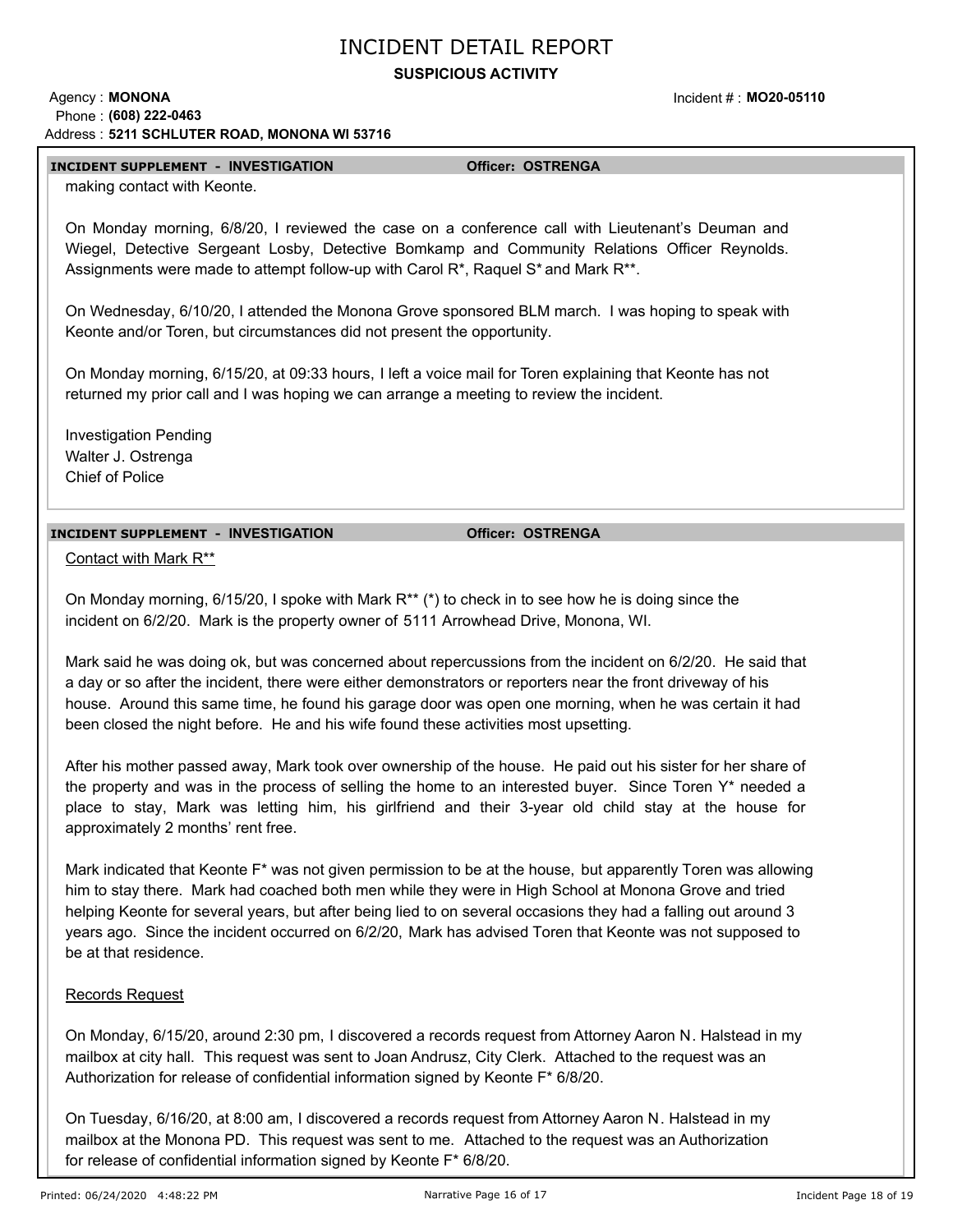# INCIDENT DETAIL REPORT

**SUSPICIOUS ACTIVITY**

Agency : **MONONA**
Phone : **(608) 222-0463**
Address : **5211 SCHLUTER ROAD, MONONA WI 53716**

Incident # : **MO20-05110**

**INCIDENT SUPPLEMENT - INVESTIGATION** **Officer: OSTRENGA**

making contact with Keonte.

On Monday morning, 6/8/20, I reviewed the case on a conference call with Lieutenant's Deuman and Wiegel, Detective Sergeant Losby, Detective Bomkamp and Community Relations Officer Reynolds. Assignments were made to attempt follow-up with Carol R*, Raquel S* and Mark R**.

On Wednesday, 6/10/20, I attended the Monona Grove sponsored BLM march. I was hoping to speak with Keonte and/or Toren, but circumstances did not present the opportunity.

On Monday morning, 6/15/20, at 09:33 hours, I left a voice mail for Toren explaining that Keonte has not returned my prior call and I was hoping we can arrange a meeting to review the incident.

Investigation Pending
Walter J. Ostrenga
Chief of Police

**INCIDENT SUPPLEMENT - INVESTIGATION** **Officer: OSTRENGA**

Contact with Mark R**

On Monday morning, 6/15/20, I spoke with Mark R** (*) to check in to see how he is doing since the incident on 6/2/20. Mark is the property owner of 5111 Arrowhead Drive, Monona, WI.

Mark said he was doing ok, but was concerned about repercussions from the incident on 6/2/20. He said that a day or so after the incident, there were either demonstrators or reporters near the front driveway of his house. Around this same time, he found his garage door was open one morning, when he was certain it had been closed the night before. He and his wife found these activities most upsetting.

After his mother passed away, Mark took over ownership of the house. He paid out his sister for her share of the property and was in the process of selling the home to an interested buyer. Since Toren Y* needed a place to stay, Mark was letting him, his girlfriend and their 3-year old child stay at the house for approximately 2 months' rent free.

Mark indicated that Keonte F* was not given permission to be at the house, but apparently Toren was allowing him to stay there. Mark had coached both men while they were in High School at Monona Grove and tried helping Keonte for several years, but after being lied to on several occasions they had a falling out around 3 years ago. Since the incident occurred on 6/2/20, Mark has advised Toren that Keonte was not supposed to be at that residence.

Records Request

On Monday, 6/15/20, around 2:30 pm, I discovered a records request from Attorney Aaron N. Halstead in my mailbox at city hall. This request was sent to Joan Andrusz, City Clerk. Attached to the request was an Authorization for release of confidential information signed by Keonte F* 6/8/20.

On Tuesday, 6/16/20, at 8:00 am, I discovered a records request from Attorney Aaron N. Halstead in my mailbox at the Monona PD. This request was sent to me. Attached to the request was an Authorization for release of confidential information signed by Keonte F* 6/8/20.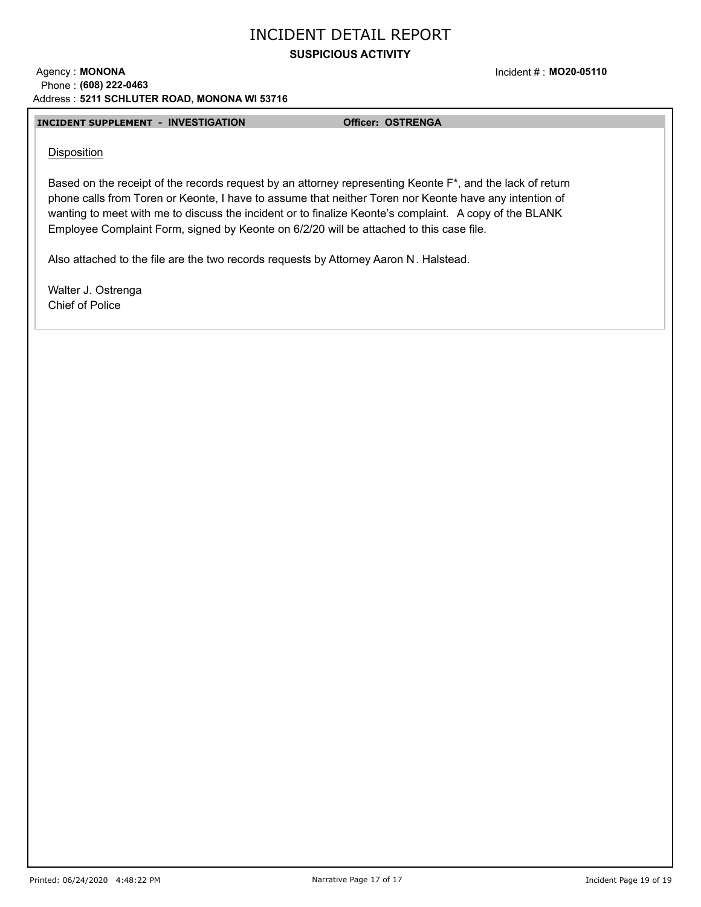# INCIDENT DETAIL REPORT

**SUSPICIOUS ACTIVITY**

Agency : **MONONA**
Phone : **(608) 222-0463**
Address : **5211 SCHLUTER ROAD, MONONA WI 53716**

Incident # : **MO20-05110**

**INCIDENT SUPPLEMENT - INVESTIGATION** | **Officer: OSTRENGA**

Disposition

Based on the receipt of the records request by an attorney representing Keonte F*, and the lack of return phone calls from Toren or Keonte, I have to assume that neither Toren nor Keonte have any intention of wanting to meet with me to discuss the incident or to finalize Keonte's complaint. A copy of the BLANK Employee Complaint Form, signed by Keonte on 6/2/20 will be attached to this case file.

Also attached to the file are the two records requests by Attorney Aaron N. Halstead.

Walter J. Ostrenga
Chief of Police